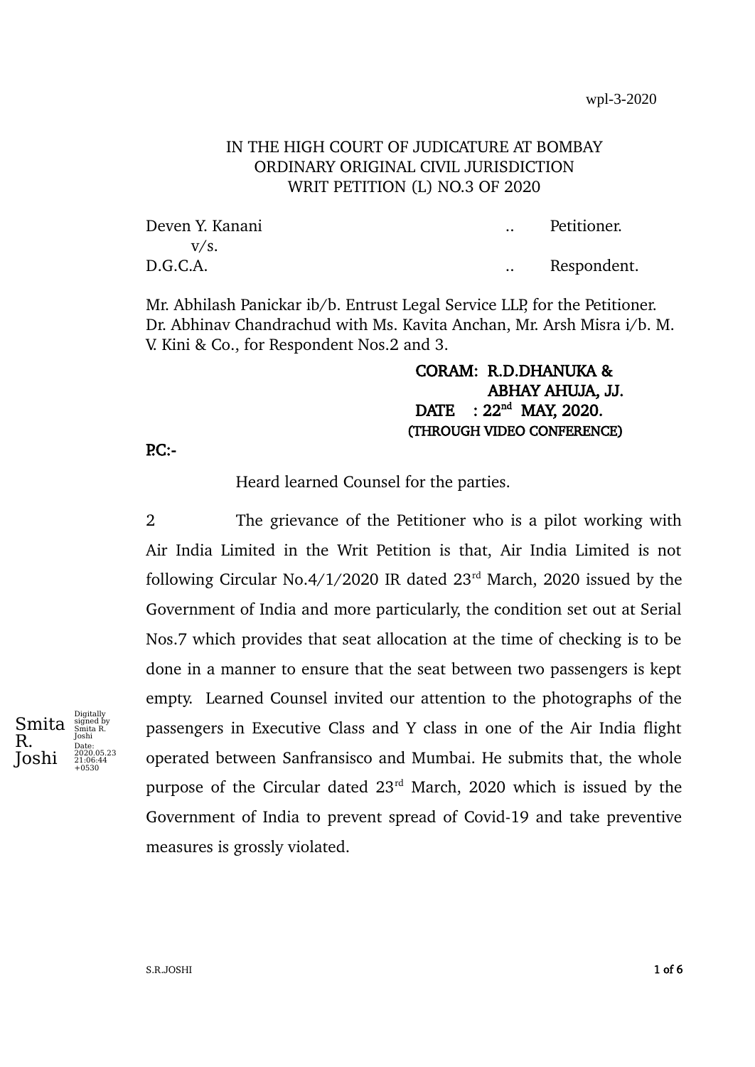IN THE HIGH COURT OF JUDICATURE AT BOMBAY
ORDINARY ORIGINAL CIVIL JURISDICTION
WRIT PETITION (L) NO.3 OF 2020

Deven Y. Kanani .. Petitioner.
v/s.
D.G.C.A. .. Respondent.

Mr. Abhilash Panickar ib/b. Entrust Legal Service LLP, for the Petitioner.
Dr. Abhinav Chandrachud with Ms. Kavita Anchan, Mr. Arsh Misra i/b. M. V. Kini & Co., for Respondent Nos.2 and 3.

**CORAM: R.D.DHANUKA &**
**ABHAY AHUJA, JJ.**
**DATE : 22nd MAY, 2020.**
**(THROUGH VIDEO CONFERENCE)**

**P.C.:-**

Heard learned Counsel for the parties.

2 The grievance of the Petitioner who is a pilot working with Air India Limited in the Writ Petition is that, Air India Limited is not following Circular No.4/1/2020 IR dated 23rd March, 2020 issued by the Government of India and more particularly, the condition set out at Serial Nos.7 which provides that seat allocation at the time of checking is to be done in a manner to ensure that the seat between two passengers is kept empty. Learned Counsel invited our attention to the photographs of the passengers in Executive Class and Y class in one of the Air India flight operated between Sanfransisco and Mumbai. He submits that, the whole purpose of the Circular dated 23rd March, 2020 which is issued by the Government of India to prevent spread of Covid-19 and take preventive measures is grossly violated.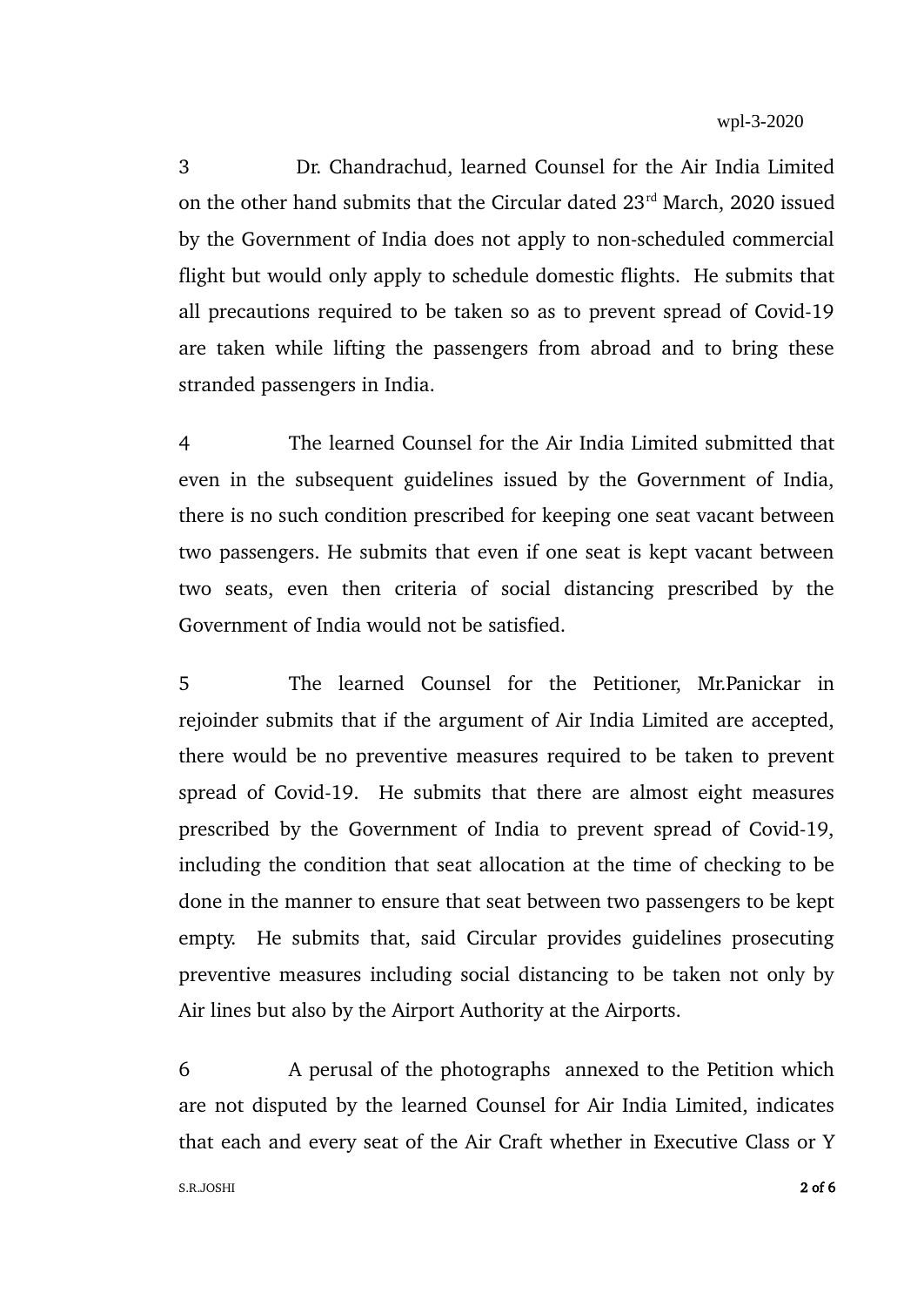3 Dr. Chandrachud, learned Counsel for the Air India Limited on the other hand submits that the Circular dated 23rd March, 2020 issued by the Government of India does not apply to non-scheduled commercial flight but would only apply to schedule domestic flights. He submits that all precautions required to be taken so as to prevent spread of Covid-19 are taken while lifting the passengers from abroad and to bring these stranded passengers in India.

4 The learned Counsel for the Air India Limited submitted that even in the subsequent guidelines issued by the Government of India, there is no such condition prescribed for keeping one seat vacant between two passengers. He submits that even if one seat is kept vacant between two seats, even then criteria of social distancing prescribed by the Government of India would not be satisfied.

5 The learned Counsel for the Petitioner, Mr.Panickar in rejoinder submits that if the argument of Air India Limited are accepted, there would be no preventive measures required to be taken to prevent spread of Covid-19. He submits that there are almost eight measures prescribed by the Government of India to prevent spread of Covid-19, including the condition that seat allocation at the time of checking to be done in the manner to ensure that seat between two passengers to be kept empty. He submits that, said Circular provides guidelines prosecuting preventive measures including social distancing to be taken not only by Air lines but also by the Airport Authority at the Airports.

6 A perusal of the photographs annexed to the Petition which are not disputed by the learned Counsel for Air India Limited, indicates that each and every seat of the Air Craft whether in Executive Class or Y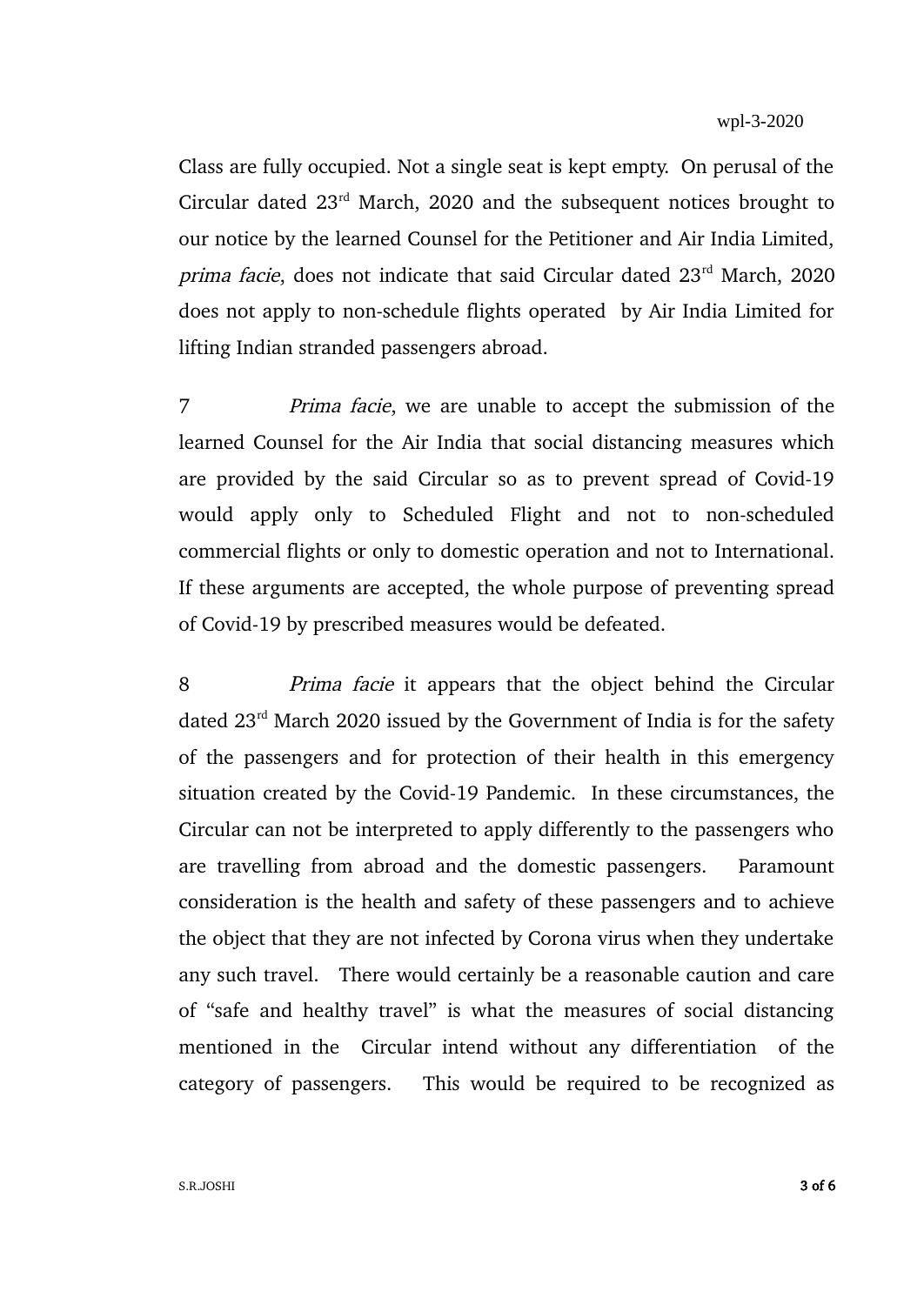Class are fully occupied. Not a single seat is kept empty. On perusal of the Circular dated 23rd March, 2020 and the subsequent notices brought to our notice by the learned Counsel for the Petitioner and Air India Limited, *prima facie*, does not indicate that said Circular dated 23rd March, 2020 does not apply to non-schedule flights operated by Air India Limited for lifting Indian stranded passengers abroad.

7 *Prima facie*, we are unable to accept the submission of the learned Counsel for the Air India that social distancing measures which are provided by the said Circular so as to prevent spread of Covid-19 would apply only to Scheduled Flight and not to non-scheduled commercial flights or only to domestic operation and not to International. If these arguments are accepted, the whole purpose of preventing spread of Covid-19 by prescribed measures would be defeated.

8 *Prima facie* it appears that the object behind the Circular dated 23rd March 2020 issued by the Government of India is for the safety of the passengers and for protection of their health in this emergency situation created by the Covid-19 Pandemic. In these circumstances, the Circular can not be interpreted to apply differently to the passengers who are travelling from abroad and the domestic passengers. Paramount consideration is the health and safety of these passengers and to achieve the object that they are not infected by Corona virus when they undertake any such travel. There would certainly be a reasonable caution and care of "safe and healthy travel" is what the measures of social distancing mentioned in the Circular intend without any differentiation of the category of passengers. This would be required to be recognized as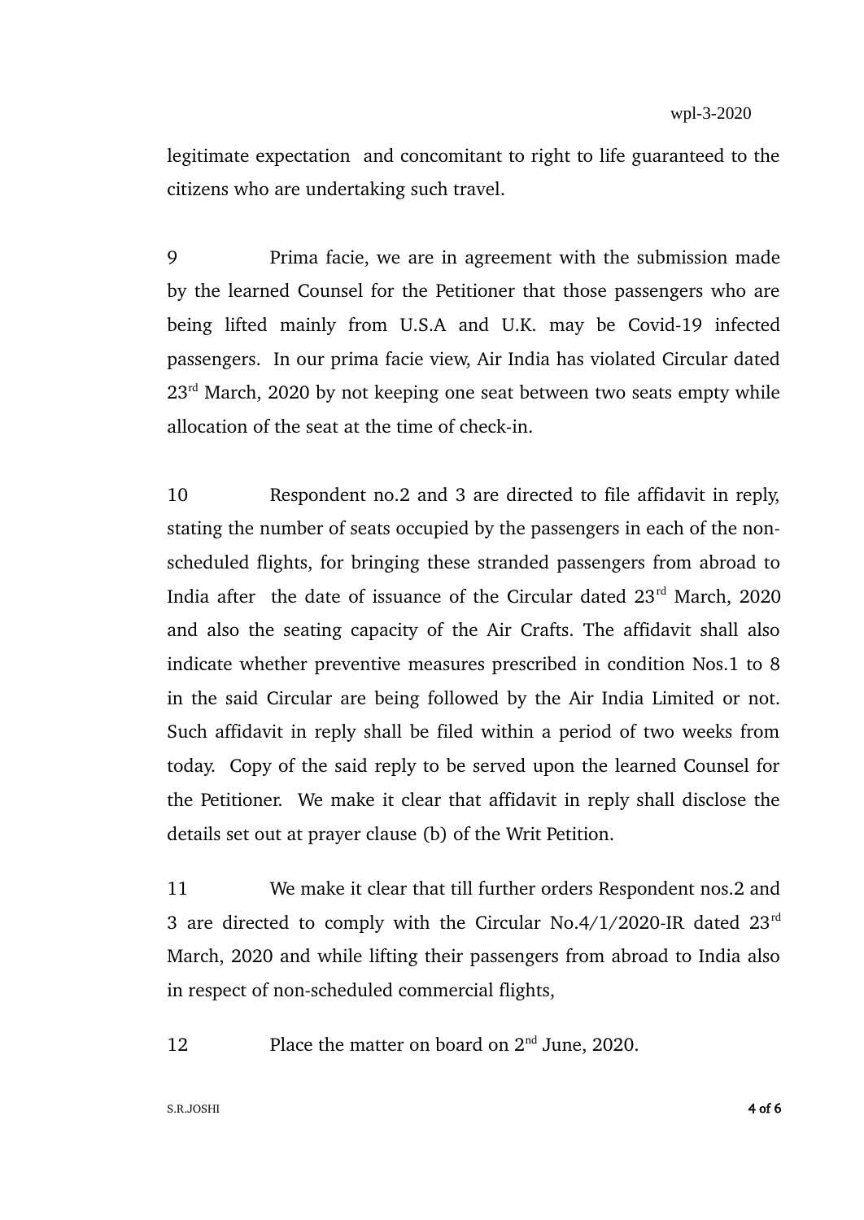legitimate expectation and concomitant to right to life guaranteed to the citizens who are undertaking such travel.

9 Prima facie, we are in agreement with the submission made by the learned Counsel for the Petitioner that those passengers who are being lifted mainly from U.S.A and U.K. may be Covid-19 infected passengers. In our prima facie view, Air India has violated Circular dated 23rd March, 2020 by not keeping one seat between two seats empty while allocation of the seat at the time of check-in.

10 Respondent no.2 and 3 are directed to file affidavit in reply, stating the number of seats occupied by the passengers in each of the non-scheduled flights, for bringing these stranded passengers from abroad to India after the date of issuance of the Circular dated 23rd March, 2020 and also the seating capacity of the Air Crafts. The affidavit shall also indicate whether preventive measures prescribed in condition Nos.1 to 8 in the said Circular are being followed by the Air India Limited or not. Such affidavit in reply shall be filed within a period of two weeks from today. Copy of the said reply to be served upon the learned Counsel for the Petitioner. We make it clear that affidavit in reply shall disclose the details set out at prayer clause (b) of the Writ Petition.

11 We make it clear that till further orders Respondent nos.2 and 3 are directed to comply with the Circular No.4/1/2020-IR dated 23rd March, 2020 and while lifting their passengers from abroad to India also in respect of non-scheduled commercial flights,

12 Place the matter on board on 2nd June, 2020.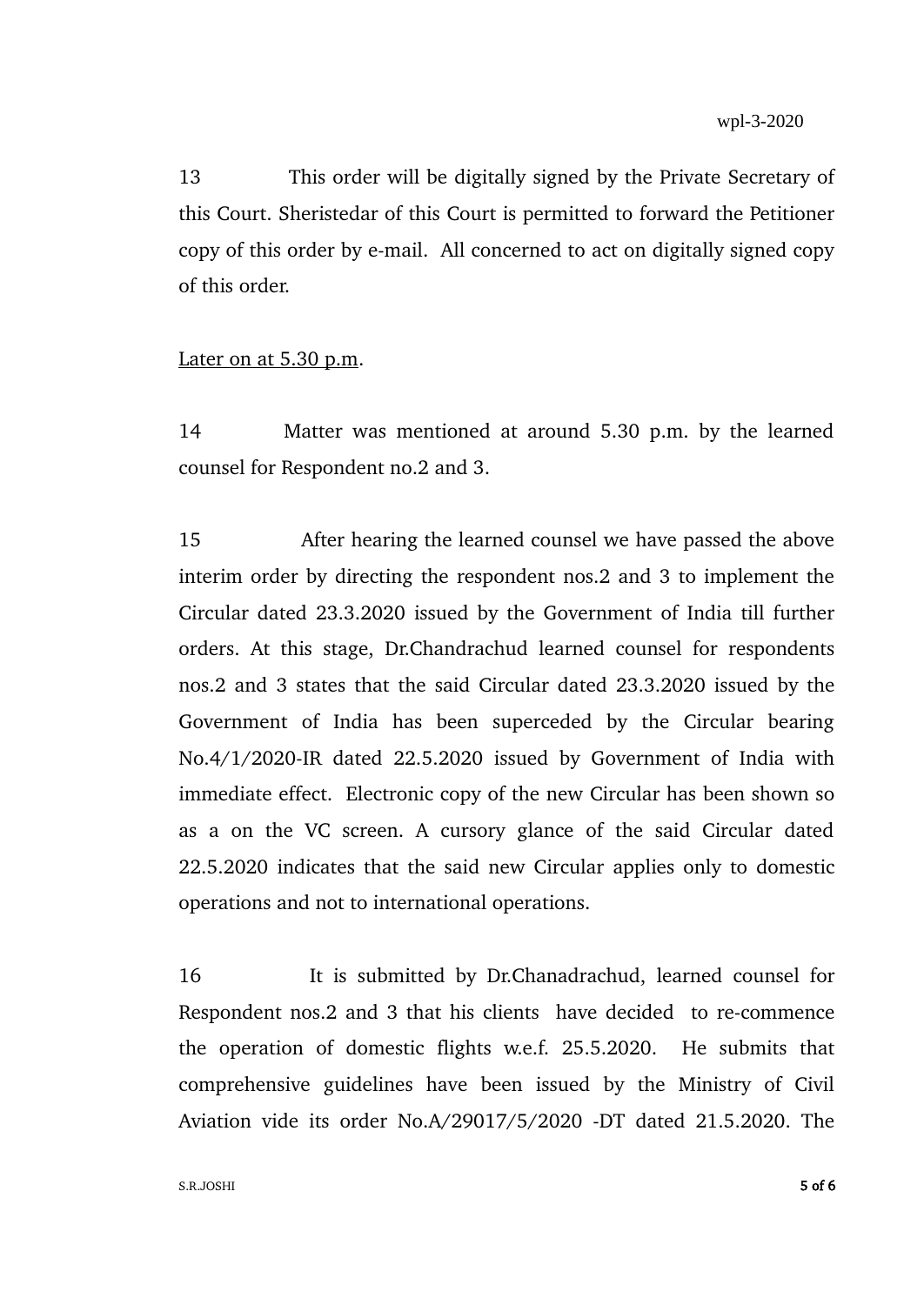13 This order will be digitally signed by the Private Secretary of this Court. Sheristedar of this Court is permitted to forward the Petitioner copy of this order by e-mail. All concerned to act on digitally signed copy of this order.

Later on at 5.30 p.m.

14 Matter was mentioned at around 5.30 p.m. by the learned counsel for Respondent no.2 and 3.

15 After hearing the learned counsel we have passed the above interim order by directing the respondent nos.2 and 3 to implement the Circular dated 23.3.2020 issued by the Government of India till further orders. At this stage, Dr.Chandrachud learned counsel for respondents nos.2 and 3 states that the said Circular dated 23.3.2020 issued by the Government of India has been superceded by the Circular bearing No.4/1/2020-IR dated 22.5.2020 issued by Government of India with immediate effect. Electronic copy of the new Circular has been shown so as a on the VC screen. A cursory glance of the said Circular dated 22.5.2020 indicates that the said new Circular applies only to domestic operations and not to international operations.

16 It is submitted by Dr.Chanadrachud, learned counsel for Respondent nos.2 and 3 that his clients have decided to re-commence the operation of domestic flights w.e.f. 25.5.2020. He submits that comprehensive guidelines have been issued by the Ministry of Civil Aviation vide its order No.A/29017/5/2020 -DT dated 21.5.2020. The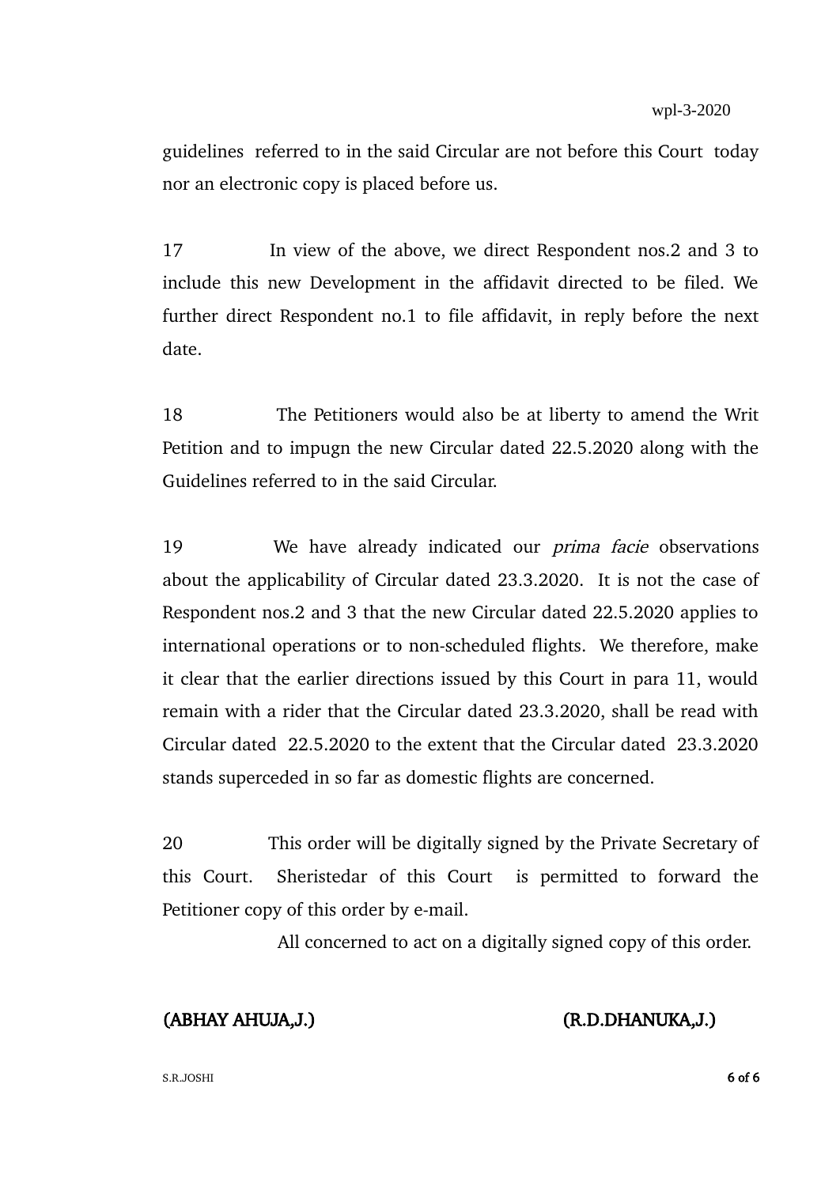guidelines referred to in the said Circular are not before this Court today nor an electronic copy is placed before us.

17 In view of the above, we direct Respondent nos.2 and 3 to include this new Development in the affidavit directed to be filed. We further direct Respondent no.1 to file affidavit, in reply before the next date.

18 The Petitioners would also be at liberty to amend the Writ Petition and to impugn the new Circular dated 22.5.2020 along with the Guidelines referred to in the said Circular.

19 We have already indicated our *prima facie* observations about the applicability of Circular dated 23.3.2020. It is not the case of Respondent nos.2 and 3 that the new Circular dated 22.5.2020 applies to international operations or to non-scheduled flights. We therefore, make it clear that the earlier directions issued by this Court in para 11, would remain with a rider that the Circular dated 23.3.2020, shall be read with Circular dated 22.5.2020 to the extent that the Circular dated 23.3.2020 stands superceded in so far as domestic flights are concerned.

20 This order will be digitally signed by the Private Secretary of this Court. Sheristedar of this Court is permitted to forward the Petitioner copy of this order by e-mail.

All concerned to act on a digitally signed copy of this order.

(ABHAY AHUJA,J.) (R.D.DHANUKA,J.)

S.R.JOSHI